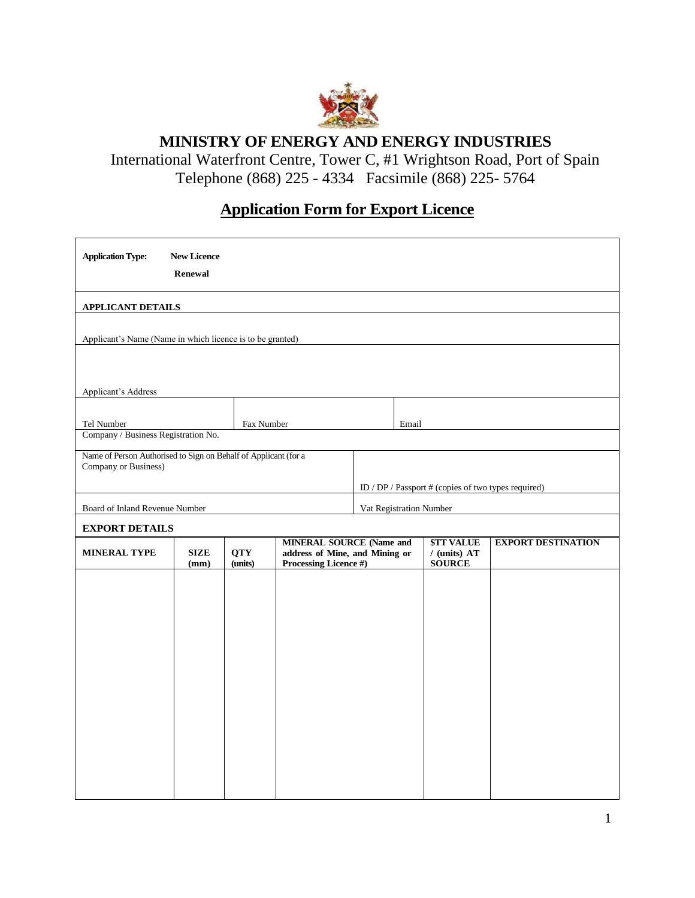# MINISTRY OF ENERGY AND ENERGY INDUSTRIES

International Waterfront Centre, Tower C, #1 Wrightson Road, Port of Spain
Telephone (868) 225 - 4334 Facsimile (868) 225- 5764

## Application Form for Export Licence

**Application Type:** **New Licence**

**Renewal**

**APPLICANT DETAILS**

Applicant's Name (Name in which licence is to be granted)

Applicant's Address

| Tel Number | Fax Number | Email |
|---|---|---|

Company / Business Registration No.

| Name of Person Authorised to Sign on Behalf of Applicant (for a Company or Business) | ID / DP / Passport # (copies of two types required) |
|---|---|
| Board of Inland Revenue Number | Vat Registration Number |

**EXPORT DETAILS**

| MINERAL TYPE | SIZE (mm) | QTY (units) | MINERAL SOURCE (Name and address of Mine, and Mining or Processing Licence #) | $TT VALUE / (units) AT SOURCE | EXPORT DESTINATION |
|---|---|---|---|---|---|
| | | | | | |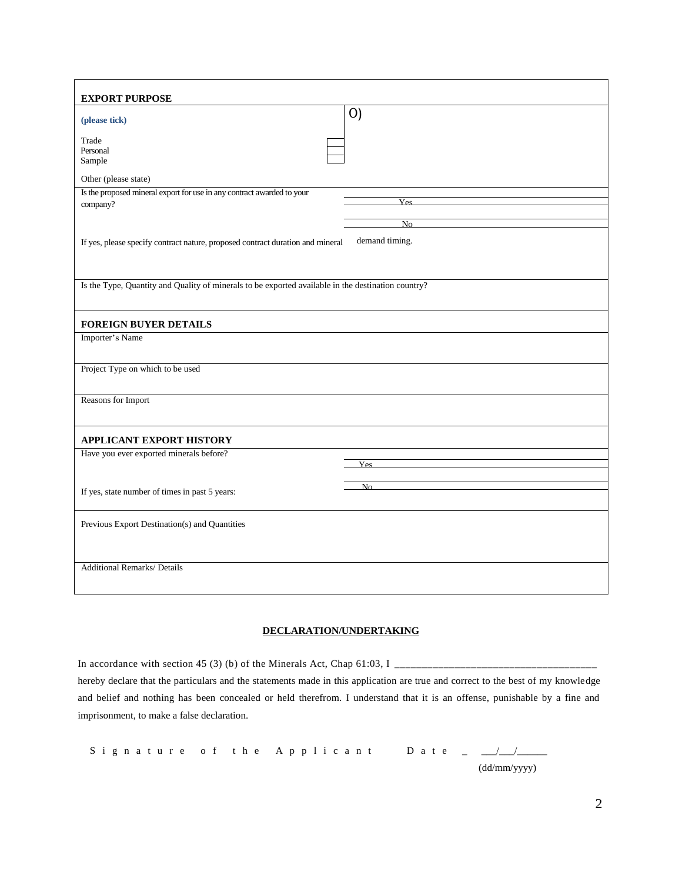| **EXPORT PURPOSE** | |
|---|---|
| **(please tick)**<br><br>Trade ☐<br>Personal ☐<br>Sample ☐<br><br>Other (please state) | O) |
| Is the proposed mineral export for use in any contract awarded to your company? | Yes<br><br>No |
| If yes, please specify contract nature, proposed contract duration and mineral demand timing. | |
| Is the Type, Quantity and Quality of minerals to be exported available in the destination country? | |
| **FOREIGN BUYER DETAILS** | |
| Importer's Name | |
| Project Type on which to be used | |
| Reasons for Import | |
| **APPLICANT EXPORT HISTORY** | |
| Have you ever exported minerals before?<br><br>If yes, state number of times in past 5 years: | Yes<br><br>No |
| Previous Export Destination(s) and Quantities | |
| Additional Remarks/ Details | |

**DECLARATION/UNDERTAKING**

In accordance with section 45 (3) (b) of the Minerals Act, Chap 61:03, I ____________________________________ hereby declare that the particulars and the statements made in this application are true and correct to the best of my knowledge and belief and nothing has been concealed or held therefrom. I understand that it is an offense, punishable by a fine and imprisonment, to make a false declaration.

Signature of the Applicant Date _ ___/___/______
(dd/mm/yyyy)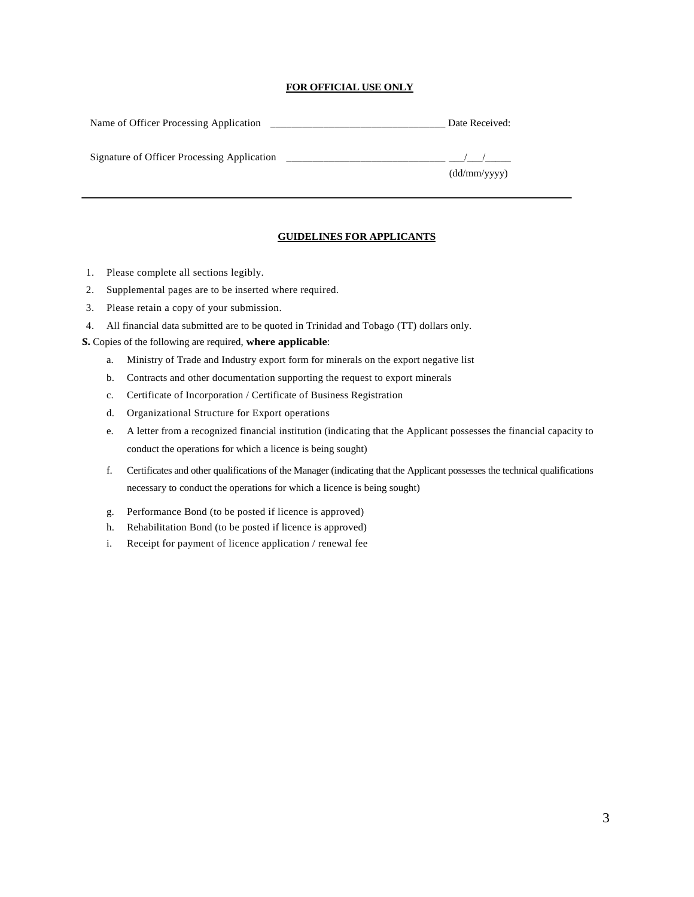**FOR OFFICIAL USE ONLY**

Name of Officer Processing Application \_\_\_\_\_\_\_\_\_\_\_\_\_\_\_\_\_\_\_\_\_\_\_\_\_\_\_\_\_\_\_\_\_ Date Received:

Signature of Officer Processing Application \_\_\_\_\_\_\_\_\_\_\_\_\_\_\_\_\_\_\_\_\_\_\_\_\_\_\_\_\_\_ \_\_\_/\_\_\_/\_\_\_\_\_

(dd/mm/yyyy)

---

**GUIDELINES FOR APPLICANTS**

1. Please complete all sections legibly.
2. Supplemental pages are to be inserted where required.
3. Please retain a copy of your submission.
4. All financial data submitted are to be quoted in Trinidad and Tobago (TT) dollars only.

***S.*** Copies of the following are required, **where applicable**:

a. Ministry of Trade and Industry export form for minerals on the export negative list

b. Contracts and other documentation supporting the request to export minerals

c. Certificate of Incorporation / Certificate of Business Registration

d. Organizational Structure for Export operations

e. A letter from a recognized financial institution (indicating that the Applicant possesses the financial capacity to conduct the operations for which a licence is being sought)

f. Certificates and other qualifications of the Manager (indicating that the Applicant possesses the technical qualifications necessary to conduct the operations for which a licence is being sought)

g. Performance Bond (to be posted if licence is approved)

h. Rehabilitation Bond (to be posted if licence is approved)

i. Receipt for payment of licence application / renewal fee